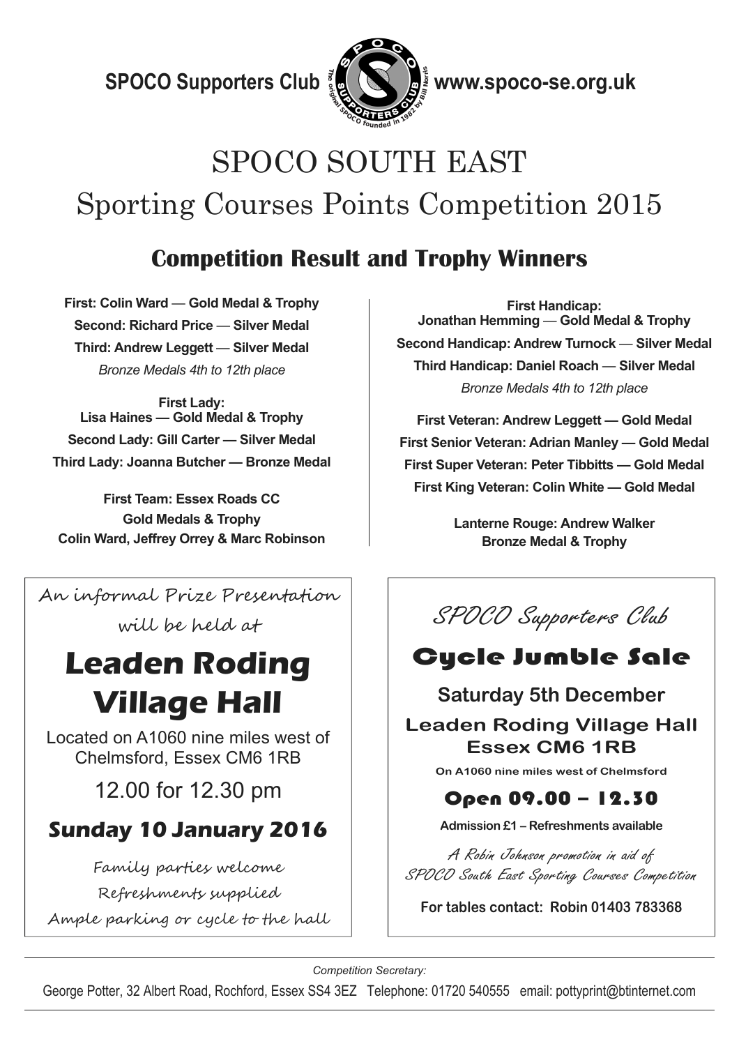**SPOCO Supporters Club** **www.spoco-se.org.uk**

# SPOCO SOUTH EAST

# Sporting Courses Points Competition 2015

## Competition Result and Trophy Winners

**First: Colin Ward** — **Gold Medal & Trophy**
**Second: Richard Price** — **Silver Medal**
**Third: Andrew Leggett** — **Silver Medal**
*Bronze Medals 4th to 12th place*

**First Lady:**
**Lisa Haines — Gold Medal & Trophy**
**Second Lady: Gill Carter — Silver Medal**
**Third Lady: Joanna Butcher — Bronze Medal**

**First Team: Essex Roads CC**
**Gold Medals & Trophy**
**Colin Ward, Jeffrey Orrey & Marc Robinson**

**First Handicap:**
**Jonathan Hemming** — **Gold Medal & Trophy**
**Second Handicap: Andrew Turnock** — **Silver Medal**
**Third Handicap: Daniel Roach** — **Silver Medal**
*Bronze Medals 4th to 12th place*

**First Veteran: Andrew Leggett — Gold Medal**
**First Senior Veteran: Adrian Manley — Gold Medal**
**First Super Veteran: Peter Tibbitts — Gold Medal**
**First King Veteran: Colin White — Gold Medal**

**Lanterne Rouge: Andrew Walker**
**Bronze Medal & Trophy**

---

*An informal Prize Presentation will be held at*

## Leaden Roding Village Hall

Located on A1060 nine miles west of Chelmsford, Essex CM6 1RB

12.00 for 12.30 pm

**Sunday 10 January 2016**

*Family parties welcome*
*Refreshments supplied*
*Ample parking or cycle to the hall*

---

*SPOCO Supporters Club*

## Cycle Jumble Sale

**Saturday 5th December**

**Leaden Roding Village Hall**
**Essex CM6 1RB**

**On A1060 nine miles west of Chelmsford**

**Open 09.00 – 12.30**

**Admission £1 – Refreshments available**

*A Robin Johnson promotion in aid of SPOCO South East Sporting Courses Competition*

**For tables contact: Robin 01403 783368**

---

*Competition Secretary:*
George Potter, 32 Albert Road, Rochford, Essex SS4 3EZ Telephone: 01720 540555 email: pottyprint@btinternet.com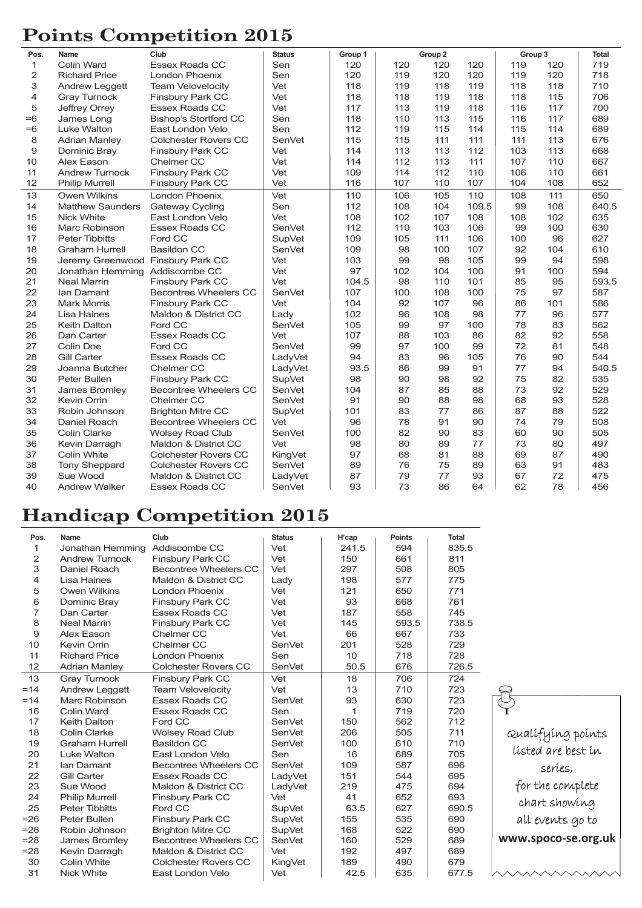# Points Competition 2015

| Pos. | Name | Club | Status | Group 1 | Group 2 | | | Group 3 | | Total |
|---|---|---|---|---|---|---|---|---|---|---|
| 1 | Colin Ward | Essex Roads CC | Sen | 120 | 120 | 120 | 120 | 119 | 120 | 719 |
| 2 | Richard Price | London Phoenix | Sen | 120 | 119 | 120 | 120 | 119 | 120 | 718 |
| 3 | Andrew Leggett | Team Velovelocity | Vet | 118 | 119 | 118 | 119 | 118 | 118 | 710 |
| 4 | Gray Turnock | Finsbury Park CC | Vet | 118 | 118 | 119 | 118 | 118 | 115 | 706 |
| 5 | Jeffrey Orrey | Essex Roads CC | Vet | 117 | 113 | 119 | 118 | 116 | 117 | 700 |
| =6 | James Long | Bishop's Stortford CC | Sen | 118 | 110 | 113 | 115 | 116 | 117 | 689 |
| =6 | Luke Walton | East London Velo | Sen | 112 | 119 | 115 | 114 | 115 | 114 | 689 |
| 8 | Adrian Manley | Colchester Rovers CC | SenVet | 115 | 115 | 111 | 111 | 111 | 113 | 676 |
| 9 | Dominic Bray | Finsbury Park CC | Vet | 114 | 113 | 113 | 112 | 103 | 113 | 668 |
| 10 | Alex Eason | Chelmer CC | Vet | 114 | 112 | 113 | 111 | 107 | 110 | 667 |
| 11 | Andrew Turnock | Finsbury Park CC | Vet | 109 | 114 | 112 | 110 | 106 | 110 | 661 |
| 12 | Philip Murrell | Finsbury Park CC | Vet | 116 | 107 | 110 | 107 | 104 | 108 | 652 |
| 13 | Owen Wilkins | London Phoenix | Vet | 110 | 106 | 105 | 110 | 108 | 111 | 650 |
| 14 | Matthew Saunders | Gateway Cycling | Sen | 112 | 108 | 104 | 109.5 | 99 | 108 | 640.5 |
| 15 | Nick White | East London Velo | Vet | 108 | 102 | 107 | 108 | 108 | 102 | 635 |
| 16 | Marc Robinson | Essex Roads CC | SenVet | 112 | 110 | 103 | 106 | 99 | 100 | 630 |
| 17 | Peter Tibbitts | Ford CC | SupVet | 109 | 105 | 111 | 106 | 100 | 96 | 627 |
| 18 | Graham Hurrell | Basildon CC | SenVet | 109 | 98 | 100 | 107 | 92 | 104 | 610 |
| 19 | Jeremy Greenwood | Finsbury Park CC | Vet | 103 | 99 | 98 | 105 | 99 | 94 | 598 |
| 20 | Jonathan Hemming | Addiscombe CC | Vet | 97 | 102 | 104 | 100 | 91 | 100 | 594 |
| 21 | Neal Marrin | Finsbury Park CC | Vet | 104.5 | 98 | 110 | 101 | 85 | 95 | 593.5 |
| 22 | Ian Damant | Becontree Wheelers CC | SenVet | 107 | 100 | 108 | 100 | 75 | 97 | 587 |
| 23 | Mark Morris | Finsbury Park CC | Vet | 104 | 92 | 107 | 96 | 86 | 101 | 586 |
| 24 | Lisa Haines | Maldon & District CC | Lady | 102 | 96 | 108 | 98 | 77 | 96 | 577 |
| 25 | Keith Dalton | Ford CC | SenVet | 105 | 99 | 97 | 100 | 78 | 83 | 562 |
| 26 | Dan Carter | Essex Roads CC | Vet | 107 | 88 | 103 | 86 | 82 | 92 | 558 |
| 27 | Colin Doe | Ford CC | SenVet | 99 | 97 | 100 | 99 | 72 | 81 | 548 |
| 28 | Gill Carter | Essex Roads CC | LadyVet | 94 | 83 | 96 | 105 | 76 | 90 | 544 |
| 29 | Joanna Butcher | Chelmer CC | LadyVet | 93.5 | 86 | 99 | 91 | 77 | 94 | 540.5 |
| 30 | Peter Bullen | Finsbury Park CC | SupVet | 98 | 90 | 98 | 92 | 75 | 82 | 535 |
| 31 | James Bromley | Becontree Wheelers CC | SenVet | 104 | 87 | 85 | 88 | 73 | 92 | 529 |
| 32 | Kevin Orrin | Chelmer CC | SenVet | 91 | 90 | 88 | 98 | 68 | 93 | 528 |
| 33 | Robin Johnson | Brighton Mitre CC | SupVet | 101 | 83 | 77 | 86 | 87 | 88 | 522 |
| 34 | Daniel Roach | Becontree Wheelers CC | Vet | 96 | 78 | 91 | 90 | 74 | 79 | 508 |
| 35 | Colin Clarke | Wolsey Road Club | SenVet | 100 | 82 | 90 | 83 | 60 | 90 | 505 |
| 36 | Kevin Darragh | Maldon & District CC | Vet | 98 | 80 | 89 | 77 | 73 | 80 | 497 |
| 37 | Colin White | Colchester Rovers CC | KingVet | 97 | 68 | 81 | 88 | 69 | 87 | 490 |
| 38 | Tony Sheppard | Colchester Rovers CC | SenVet | 89 | 76 | 75 | 89 | 63 | 91 | 483 |
| 39 | Sue Wood | Maldon & District CC | LadyVet | 87 | 79 | 77 | 93 | 67 | 72 | 475 |
| 40 | Andrew Walker | Essex Roads CC | SenVet | 93 | 73 | 86 | 64 | 62 | 78 | 456 |

# Handicap Competition 2015

| Pos. | Name | Club | Status | H'cap | Points | Total |
|---|---|---|---|---|---|---|
| 1 | Jonathan Hemming | Addiscombe CC | Vet | 241.5 | 594 | 835.5 |
| 2 | Andrew Turnock | Finsbury Park CC | Vet | 150 | 661 | 811 |
| 3 | Daniel Roach | Becontree Wheelers CC | Vet | 297 | 508 | 805 |
| 4 | Lisa Haines | Maldon & District CC | Lady | 198 | 577 | 775 |
| 5 | Owen Wilkins | London Phoenix | Vet | 121 | 650 | 771 |
| 6 | Dominic Bray | Finsbury Park CC | Vet | 93 | 668 | 761 |
| 7 | Dan Carter | Essex Roads CC | Vet | 187 | 558 | 745 |
| 8 | Neal Marrin | Finsbury Park CC | Vet | 145 | 593.5 | 738.5 |
| 9 | Alex Eason | Chelmer CC | Vet | 66 | 667 | 733 |
| 10 | Kevin Orrin | Chelmer CC | SenVet | 201 | 528 | 729 |
| 11 | Richard Price | London Phoenix | Sen | 10 | 718 | 728 |
| 12 | Adrian Manley | Colchester Rovers CC | SenVet | 50.5 | 676 | 726.5 |
| 13 | Gray Turnock | Finsbury Park CC | Vet | 18 | 706 | 724 |
| =14 | Andrew Leggett | Team Velovelocity | Vet | 13 | 710 | 723 |
| =14 | Marc Robinson | Essex Roads CC | SenVet | 93 | 630 | 723 |
| 16 | Colin Ward | Essex Roads CC | Sen | 1 | 719 | 720 |
| 17 | Keith Dalton | Ford CC | SenVet | 150 | 562 | 712 |
| 18 | Colin Clarke | Wolsey Road Club | SenVet | 206 | 505 | 711 |
| 19 | Graham Hurrell | Basildon CC | SenVet | 100 | 610 | 710 |
| 20 | Luke Walton | East London Velo | Sen | 16 | 689 | 705 |
| 21 | Ian Damant | Becontree Wheelers CC | SenVet | 109 | 587 | 696 |
| 22 | Gill Carter | Essex Roads CC | LadyVet | 151 | 544 | 695 |
| 23 | Sue Wood | Maldon & District CC | LadyVet | 219 | 475 | 694 |
| 24 | Philip Murrell | Finsbury Park CC | Vet | 41 | 652 | 693 |
| 25 | Peter Tibbitts | Ford CC | SupVet | 63.5 | 627 | 690.5 |
| =26 | Peter Bullen | Finsbury Park CC | SupVet | 155 | 535 | 690 |
| =26 | Robin Johnson | Brighton Mitre CC | SupVet | 168 | 522 | 690 |
| =28 | James Bromley | Becontree Wheelers CC | SenVet | 160 | 529 | 689 |
| =28 | Kevin Darragh | Maldon & District CC | Vet | 192 | 497 | 689 |
| 30 | Colin White | Colchester Rovers CC | KingVet | 189 | 490 | 679 |
| 31 | Nick White | East London Velo | Vet | 42.5 | 635 | 677.5 |

Qualifying points listed are best in series, for the complete chart showing all events go to **www.spoco-se.org.uk**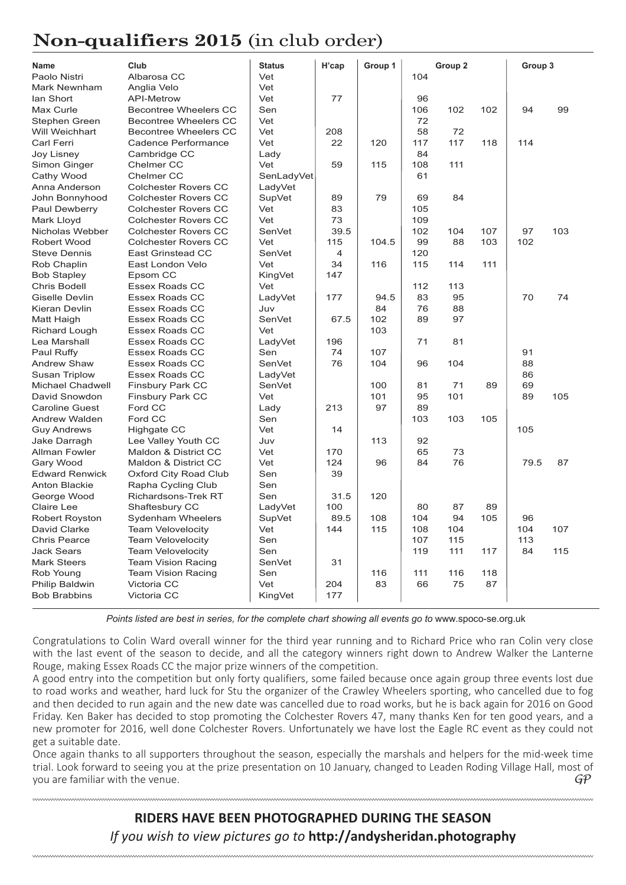# Non-qualifiers 2015 (in club order)

| Name | Club | Status | H'cap | Group 1 | Group 2 | | | Group 3 | |
|---|---|---|---|---|---|---|---|---|---|
| Paolo Nistri | Albarosa CC | Vet | | | 104 | | | | |
| Mark Newnham | Anglia Velo | Vet | | | | | | | |
| Ian Short | API-Metrow | Vet | 77 | | 96 | | | | |
| Max Curle | Becontree Wheelers CC | Sen | | | 106 | 102 | 102 | 94 | 99 |
| Stephen Green | Becontree Wheelers CC | Vet | | | 72 | | | | |
| Will Weichhart | Becontree Wheelers CC | Vet | 208 | | 58 | 72 | | | |
| Carl Ferri | Cadence Performance | Vet | 22 | 120 | 117 | 117 | 118 | 114 | |
| Joy Lisney | Cambridge CC | Lady | | | 84 | | | | |
| Simon Ginger | Chelmer CC | Vet | 59 | 115 | 108 | 111 | | | |
| Cathy Wood | Chelmer CC | SenLadyVet | | | 61 | | | | |
| Anna Anderson | Colchester Rovers CC | LadyVet | | | | | | | |
| John Bonnyhood | Colchester Rovers CC | SupVet | 89 | 79 | 69 | 84 | | | |
| Paul Dewberry | Colchester Rovers CC | Vet | 83 | | 105 | | | | |
| Mark Lloyd | Colchester Rovers CC | Vet | 73 | | 109 | | | | |
| Nicholas Webber | Colchester Rovers CC | SenVet | 39.5 | | 102 | 104 | 107 | 97 | 103 |
| Robert Wood | Colchester Rovers CC | Vet | 115 | 104.5 | 99 | 88 | 103 | 102 | |
| Steve Dennis | East Grinstead CC | SenVet | 4 | | 120 | | | | |
| Rob Chaplin | East London Velo | Vet | 34 | 116 | 115 | 114 | 111 | | |
| Bob Stapley | Epsom CC | KingVet | 147 | | | | | | |
| Chris Bodell | Essex Roads CC | Vet | | | 112 | 113 | | | |
| Giselle Devlin | Essex Roads CC | LadyVet | 177 | 94.5 | 83 | 95 | | 70 | 74 |
| Kieran Devlin | Essex Roads CC | Juv | | 84 | 76 | 88 | | | |
| Matt Haigh | Essex Roads CC | SenVet | 67.5 | 102 | 89 | 97 | | | |
| Richard Lough | Essex Roads CC | Vet | | 103 | | | | | |
| Lea Marshall | Essex Roads CC | LadyVet | 196 | | 71 | 81 | | | |
| Paul Ruffy | Essex Roads CC | Sen | 74 | 107 | | | | 91 | |
| Andrew Shaw | Essex Roads CC | SenVet | 76 | 104 | 96 | 104 | | 88 | |
| Susan Triplow | Essex Roads CC | LadyVet | | | | | | 86 | |
| Michael Chadwell | Finsbury Park CC | SenVet | | 100 | 81 | 71 | 89 | 69 | |
| David Snowdon | Finsbury Park CC | Vet | | 101 | 95 | 101 | | 89 | 105 |
| Caroline Guest | Ford CC | Lady | 213 | 97 | 89 | | | | |
| Andrew Walden | Ford CC | Sen | | | 103 | 103 | 105 | | |
| Guy Andrews | Highgate CC | Vet | 14 | | | | | 105 | |
| Jake Darragh | Lee Valley Youth CC | Juv | | 113 | 92 | | | | |
| Allman Fowler | Maldon & District CC | Vet | 170 | | 65 | 73 | | | |
| Gary Wood | Maldon & District CC | Vet | 124 | 96 | 84 | 76 | | 79.5 | 87 |
| Edward Renwick | Oxford City Road Club | Sen | 39 | | | | | | |
| Anton Blackie | Rapha Cycling Club | Sen | | | | | | | |
| George Wood | Richardsons-Trek RT | Sen | 31.5 | 120 | | | | | |
| Claire Lee | Shaftesbury CC | LadyVet | 100 | | 80 | 87 | 89 | | |
| Robert Royston | Sydenham Wheelers | SupVet | 89.5 | 108 | 104 | 94 | 105 | 96 | |
| David Clarke | Team Velovelocity | Vet | 144 | 115 | 108 | 104 | | 104 | 107 |
| Chris Pearce | Team Velovelocity | Sen | | | 107 | 115 | | 113 | |
| Jack Sears | Team Velovelocity | Sen | | | 119 | 111 | 117 | 84 | 115 |
| Mark Steers | Team Vision Racing | SenVet | 31 | | | | | | |
| Rob Young | Team Vision Racing | Sen | | 116 | 111 | 116 | 118 | | |
| Philip Baldwin | Victoria CC | Vet | 204 | 83 | 66 | 75 | 87 | | |
| Bob Brabbins | Victoria CC | KingVet | 177 | | | | | | |

*Points listed are best in series, for the complete chart showing all events go to* www.spoco-se.org.uk

Congratulations to Colin Ward overall winner for the third year running and to Richard Price who ran Colin very close with the last event of the season to decide, and all the category winners right down to Andrew Walker the Lanterne Rouge, making Essex Roads CC the major prize winners of the competition.

A good entry into the competition but only forty qualifiers, some failed because once again group three events lost due to road works and weather, hard luck for Stu the organizer of the Crawley Wheelers sporting, who cancelled due to fog and then decided to run again and the new date was cancelled due to road works, but he is back again for 2016 on Good Friday. Ken Baker has decided to stop promoting the Colchester Rovers 47, many thanks Ken for ten good years, and a new promoter for 2016, well done Colchester Rovers. Unfortunately we have lost the Eagle RC event as they could not get a suitable date.

Once again thanks to all supporters throughout the season, especially the marshals and helpers for the mid-week time trial. Look forward to seeing you at the prize presentation on 10 January, changed to Leaden Roding Village Hall, most of you are familiar with the venue.

*GP*

**RIDERS HAVE BEEN PHOTOGRAPHED DURING THE SEASON**

*If you wish to view pictures go to* **http://andysheridan.photography**